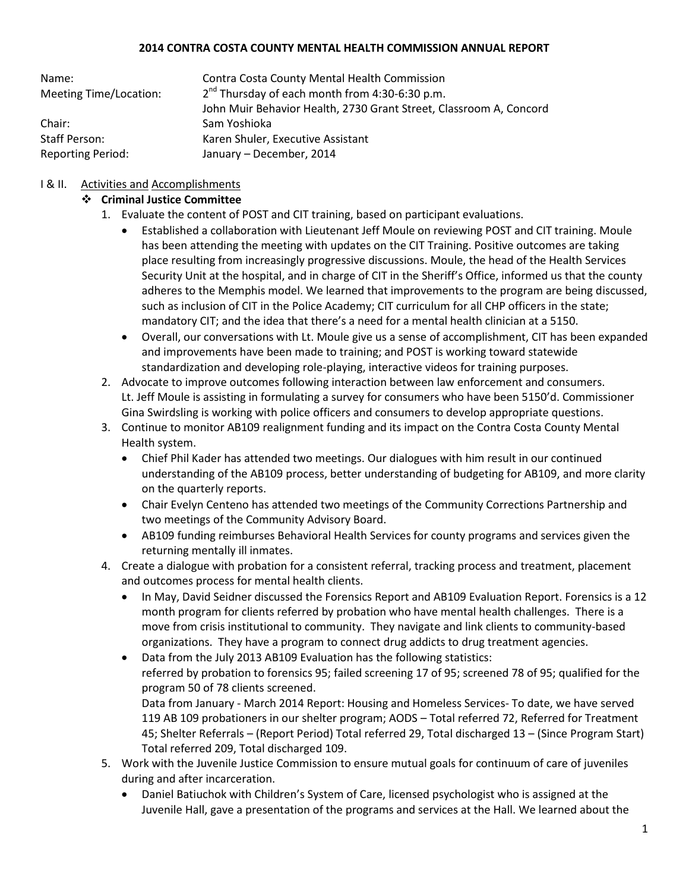# 2014 CONTRA COSTA COUNTY MENTAL HEALTH COMMISSION ANNUAL REPORT

| | |
|---|---|
| Name: | Contra Costa County Mental Health Commission |
| Meeting Time/Location: | 2nd Thursday of each month from 4:30-6:30 p.m. |
| | John Muir Behavior Health, 2730 Grant Street, Classroom A, Concord |
| Chair: | Sam Yoshioka |
| Staff Person: | Karen Shuler, Executive Assistant |
| Reporting Period: | January – December, 2014 |

I & II. Activities and Accomplishments

- **Criminal Justice Committee**
  1. Evaluate the content of POST and CIT training, based on participant evaluations.
     - Established a collaboration with Lieutenant Jeff Moule on reviewing POST and CIT training. Moule has been attending the meeting with updates on the CIT Training. Positive outcomes are taking place resulting from increasingly progressive discussions. Moule, the head of the Health Services Security Unit at the hospital, and in charge of CIT in the Sheriff's Office, informed us that the county adheres to the Memphis model. We learned that improvements to the program are being discussed, such as inclusion of CIT in the Police Academy; CIT curriculum for all CHP officers in the state; mandatory CIT; and the idea that there's a need for a mental health clinician at a 5150.
     - Overall, our conversations with Lt. Moule give us a sense of accomplishment, CIT has been expanded and improvements have been made to training; and POST is working toward statewide standardization and developing role-playing, interactive videos for training purposes.
  2. Advocate to improve outcomes following interaction between law enforcement and consumers. Lt. Jeff Moule is assisting in formulating a survey for consumers who have been 5150'd. Commissioner Gina Swirdsling is working with police officers and consumers to develop appropriate questions.
  3. Continue to monitor AB109 realignment funding and its impact on the Contra Costa County Mental Health system.
     - Chief Phil Kader has attended two meetings. Our dialogues with him result in our continued understanding of the AB109 process, better understanding of budgeting for AB109, and more clarity on the quarterly reports.
     - Chair Evelyn Centeno has attended two meetings of the Community Corrections Partnership and two meetings of the Community Advisory Board.
     - AB109 funding reimburses Behavioral Health Services for county programs and services given the returning mentally ill inmates.
  4. Create a dialogue with probation for a consistent referral, tracking process and treatment, placement and outcomes process for mental health clients.
     - In May, David Seidner discussed the Forensics Report and AB109 Evaluation Report. Forensics is a 12 month program for clients referred by probation who have mental health challenges. There is a move from crisis institutional to community. They navigate and link clients to community-based organizations. They have a program to connect drug addicts to drug treatment agencies.
     - Data from the July 2013 AB109 Evaluation has the following statistics: referred by probation to forensics 95; failed screening 17 of 95; screened 78 of 95; qualified for the program 50 of 78 clients screened.
       Data from January - March 2014 Report: Housing and Homeless Services- To date, we have served 119 AB 109 probationers in our shelter program; AODS – Total referred 72, Referred for Treatment 45; Shelter Referrals – (Report Period) Total referred 29, Total discharged 13 – (Since Program Start) Total referred 209, Total discharged 109.
  5. Work with the Juvenile Justice Commission to ensure mutual goals for continuum of care of juveniles during and after incarceration.
     - Daniel Batiuchok with Children's System of Care, licensed psychologist who is assigned at the Juvenile Hall, gave a presentation of the programs and services at the Hall. We learned about the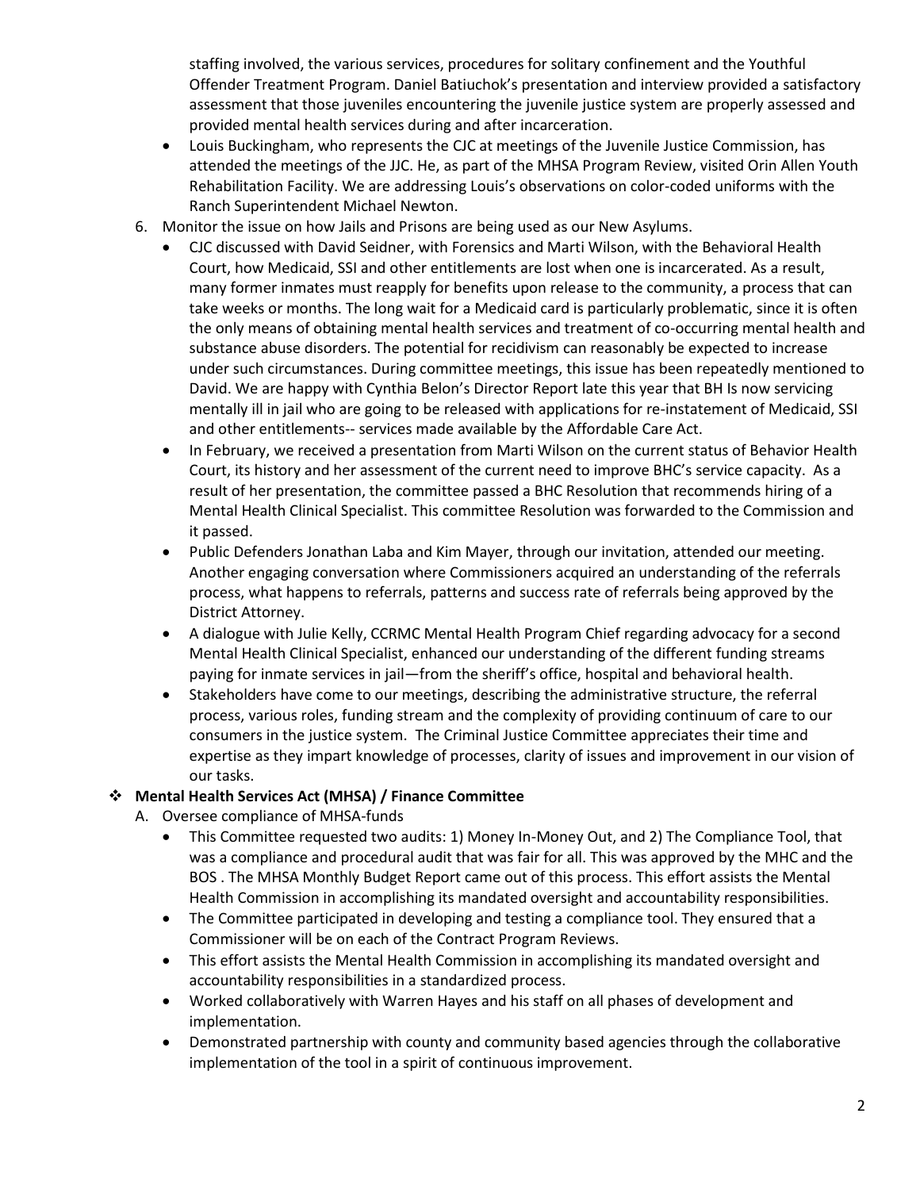staffing involved, the various services, procedures for solitary confinement and the Youthful Offender Treatment Program. Daniel Batiuchok's presentation and interview provided a satisfactory assessment that those juveniles encountering the juvenile justice system are properly assessed and provided mental health services during and after incarceration.

- Louis Buckingham, who represents the CJC at meetings of the Juvenile Justice Commission, has attended the meetings of the JJC. He, as part of the MHSA Program Review, visited Orin Allen Youth Rehabilitation Facility. We are addressing Louis's observations on color-coded uniforms with the Ranch Superintendent Michael Newton.

6. Monitor the issue on how Jails and Prisons are being used as our New Asylums.
   - CJC discussed with David Seidner, with Forensics and Marti Wilson, with the Behavioral Health Court, how Medicaid, SSI and other entitlements are lost when one is incarcerated. As a result, many former inmates must reapply for benefits upon release to the community, a process that can take weeks or months. The long wait for a Medicaid card is particularly problematic, since it is often the only means of obtaining mental health services and treatment of co-occurring mental health and substance abuse disorders. The potential for recidivism can reasonably be expected to increase under such circumstances. During committee meetings, this issue has been repeatedly mentioned to David. We are happy with Cynthia Belon's Director Report late this year that BH Is now servicing mentally ill in jail who are going to be released with applications for re-instatement of Medicaid, SSI and other entitlements-- services made available by the Affordable Care Act.
   - In February, we received a presentation from Marti Wilson on the current status of Behavior Health Court, its history and her assessment of the current need to improve BHC's service capacity. As a result of her presentation, the committee passed a BHC Resolution that recommends hiring of a Mental Health Clinical Specialist. This committee Resolution was forwarded to the Commission and it passed.
   - Public Defenders Jonathan Laba and Kim Mayer, through our invitation, attended our meeting. Another engaging conversation where Commissioners acquired an understanding of the referrals process, what happens to referrals, patterns and success rate of referrals being approved by the District Attorney.
   - A dialogue with Julie Kelly, CCRMC Mental Health Program Chief regarding advocacy for a second Mental Health Clinical Specialist, enhanced our understanding of the different funding streams paying for inmate services in jail—from the sheriff's office, hospital and behavioral health.
   - Stakeholders have come to our meetings, describing the administrative structure, the referral process, various roles, funding stream and the complexity of providing continuum of care to our consumers in the justice system. The Criminal Justice Committee appreciates their time and expertise as they impart knowledge of processes, clarity of issues and improvement in our vision of our tasks.

- **Mental Health Services Act (MHSA) / Finance Committee**

  A. Oversee compliance of MHSA-funds
   - This Committee requested two audits: 1) Money In-Money Out, and 2) The Compliance Tool, that was a compliance and procedural audit that was fair for all. This was approved by the MHC and the BOS . The MHSA Monthly Budget Report came out of this process. This effort assists the Mental Health Commission in accomplishing its mandated oversight and accountability responsibilities.
   - The Committee participated in developing and testing a compliance tool. They ensured that a Commissioner will be on each of the Contract Program Reviews.
   - This effort assists the Mental Health Commission in accomplishing its mandated oversight and accountability responsibilities in a standardized process.
   - Worked collaboratively with Warren Hayes and his staff on all phases of development and implementation.
   - Demonstrated partnership with county and community based agencies through the collaborative implementation of the tool in a spirit of continuous improvement.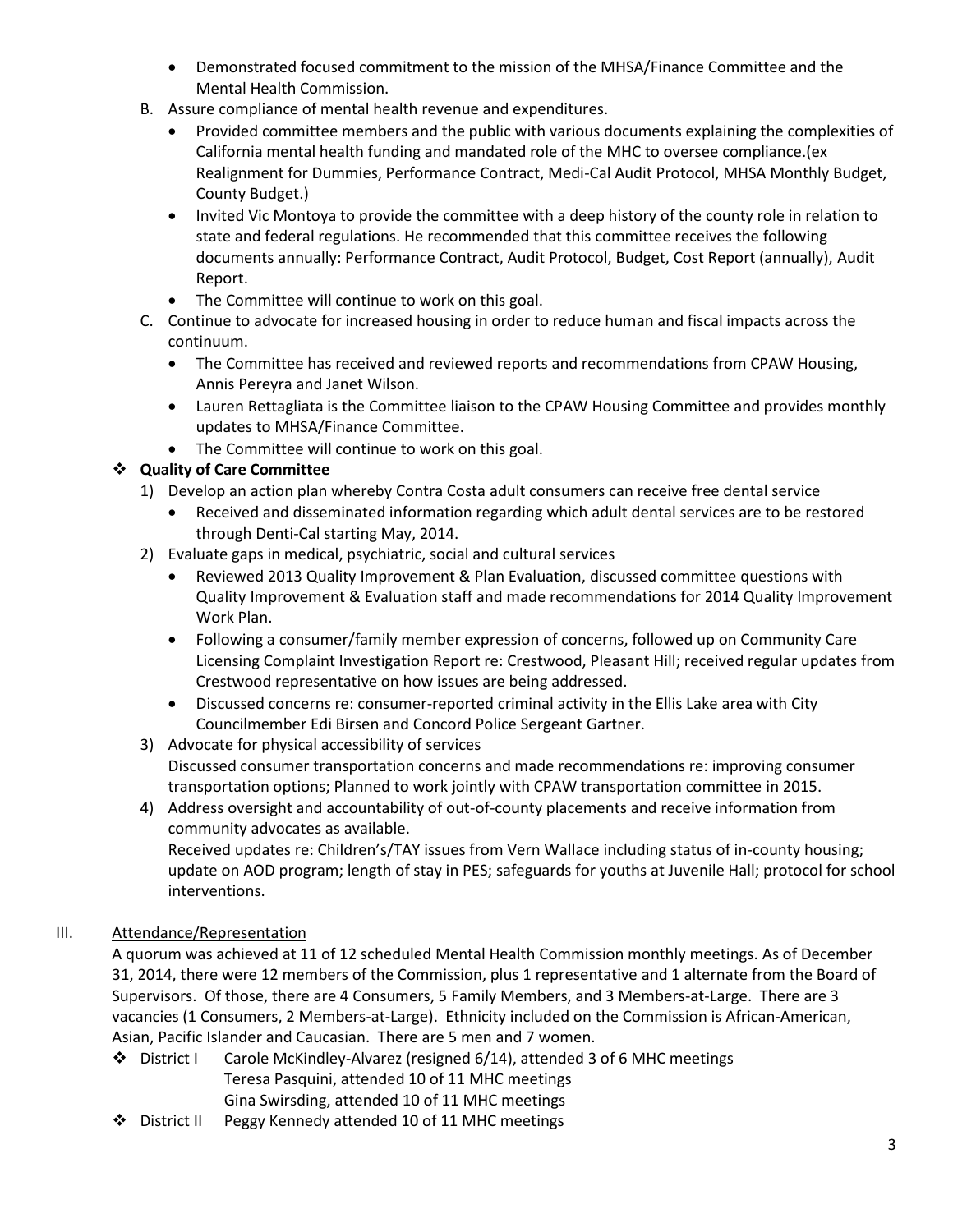- Demonstrated focused commitment to the mission of the MHSA/Finance Committee and the Mental Health Commission.

B. Assure compliance of mental health revenue and expenditures.
   - Provided committee members and the public with various documents explaining the complexities of California mental health funding and mandated role of the MHC to oversee compliance.(ex Realignment for Dummies, Performance Contract, Medi-Cal Audit Protocol, MHSA Monthly Budget, County Budget.)
   - Invited Vic Montoya to provide the committee with a deep history of the county role in relation to state and federal regulations. He recommended that this committee receives the following documents annually: Performance Contract, Audit Protocol, Budget, Cost Report (annually), Audit Report.
   - The Committee will continue to work on this goal.

C. Continue to advocate for increased housing in order to reduce human and fiscal impacts across the continuum.
   - The Committee has received and reviewed reports and recommendations from CPAW Housing, Annis Pereyra and Janet Wilson.
   - Lauren Rettagliata is the Committee liaison to the CPAW Housing Committee and provides monthly updates to MHSA/Finance Committee.
   - The Committee will continue to work on this goal.

❖ **Quality of Care Committee**

1) Develop an action plan whereby Contra Costa adult consumers can receive free dental service
   - Received and disseminated information regarding which adult dental services are to be restored through Denti-Cal starting May, 2014.
2) Evaluate gaps in medical, psychiatric, social and cultural services
   - Reviewed 2013 Quality Improvement & Plan Evaluation, discussed committee questions with Quality Improvement & Evaluation staff and made recommendations for 2014 Quality Improvement Work Plan.
   - Following a consumer/family member expression of concerns, followed up on Community Care Licensing Complaint Investigation Report re: Crestwood, Pleasant Hill; received regular updates from Crestwood representative on how issues are being addressed.
   - Discussed concerns re: consumer-reported criminal activity in the Ellis Lake area with City Councilmember Edi Birsen and Concord Police Sergeant Gartner.
3) Advocate for physical accessibility of services
   Discussed consumer transportation concerns and made recommendations re: improving consumer transportation options; Planned to work jointly with CPAW transportation committee in 2015.
4) Address oversight and accountability of out-of-county placements and receive information from community advocates as available.
   Received updates re: Children's/TAY issues from Vern Wallace including status of in-county housing; update on AOD program; length of stay in PES; safeguards for youths at Juvenile Hall; protocol for school interventions.

III. Attendance/Representation

A quorum was achieved at 11 of 12 scheduled Mental Health Commission monthly meetings. As of December 31, 2014, there were 12 members of the Commission, plus 1 representative and 1 alternate from the Board of Supervisors. Of those, there are 4 Consumers, 5 Family Members, and 3 Members-at-Large. There are 3 vacancies (1 Consumers, 2 Members-at-Large). Ethnicity included on the Commission is African-American, Asian, Pacific Islander and Caucasian. There are 5 men and 7 women.

❖ District I  Carole McKindley-Alvarez (resigned 6/14), attended 3 of 6 MHC meetings
  Teresa Pasquini, attended 10 of 11 MHC meetings
  Gina Swirsding, attended 10 of 11 MHC meetings

❖ District II  Peggy Kennedy attended 10 of 11 MHC meetings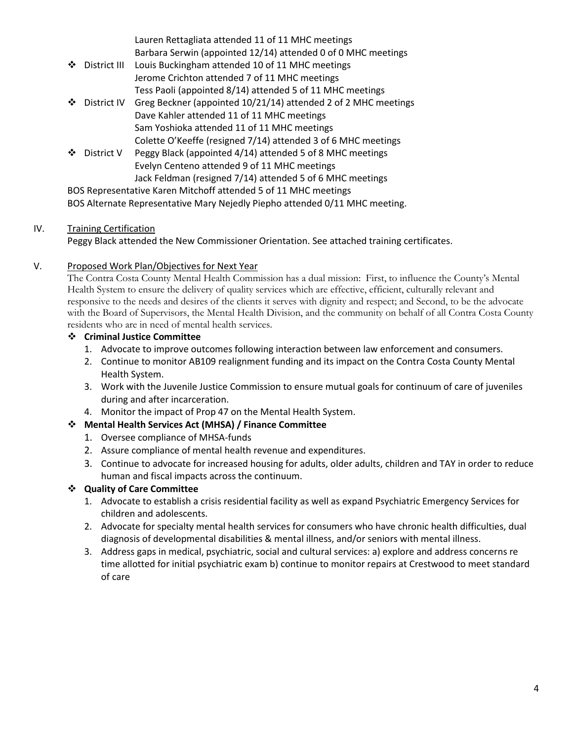Lauren Rettagliata attended 11 of 11 MHC meetings
Barbara Serwin (appointed 12/14) attended 0 of 0 MHC meetings

- District III Louis Buckingham attended 10 of 11 MHC meetings
  Jerome Crichton attended 7 of 11 MHC meetings
  Tess Paoli (appointed 8/14) attended 5 of 11 MHC meetings
- District IV Greg Beckner (appointed 10/21/14) attended 2 of 2 MHC meetings
  Dave Kahler attended 11 of 11 MHC meetings
  Sam Yoshioka attended 11 of 11 MHC meetings
  Colette O'Keeffe (resigned 7/14) attended 3 of 6 MHC meetings
- District V Peggy Black (appointed 4/14) attended 5 of 8 MHC meetings
  Evelyn Centeno attended 9 of 11 MHC meetings
  Jack Feldman (resigned 7/14) attended 5 of 6 MHC meetings

BOS Representative Karen Mitchoff attended 5 of 11 MHC meetings
BOS Alternate Representative Mary Nejedly Piepho attended 0/11 MHC meeting.

## IV. Training Certification

Peggy Black attended the New Commissioner Orientation. See attached training certificates.

## V. Proposed Work Plan/Objectives for Next Year

The Contra Costa County Mental Health Commission has a dual mission: First, to influence the County's Mental Health System to ensure the delivery of quality services which are effective, efficient, culturally relevant and responsive to the needs and desires of the clients it serves with dignity and respect; and Second, to be the advocate with the Board of Supervisors, the Mental Health Division, and the community on behalf of all Contra Costa County residents who are in need of mental health services.

- **Criminal Justice Committee**
  1. Advocate to improve outcomes following interaction between law enforcement and consumers.
  2. Continue to monitor AB109 realignment funding and its impact on the Contra Costa County Mental Health System.
  3. Work with the Juvenile Justice Commission to ensure mutual goals for continuum of care of juveniles during and after incarceration.
  4. Monitor the impact of Prop 47 on the Mental Health System.
- **Mental Health Services Act (MHSA) / Finance Committee**
  1. Oversee compliance of MHSA-funds
  2. Assure compliance of mental health revenue and expenditures.
  3. Continue to advocate for increased housing for adults, older adults, children and TAY in order to reduce human and fiscal impacts across the continuum.
- **Quality of Care Committee**
  1. Advocate to establish a crisis residential facility as well as expand Psychiatric Emergency Services for children and adolescents.
  2. Advocate for specialty mental health services for consumers who have chronic health difficulties, dual diagnosis of developmental disabilities & mental illness, and/or seniors with mental illness.
  3. Address gaps in medical, psychiatric, social and cultural services: a) explore and address concerns re time allotted for initial psychiatric exam b) continue to monitor repairs at Crestwood to meet standard of care